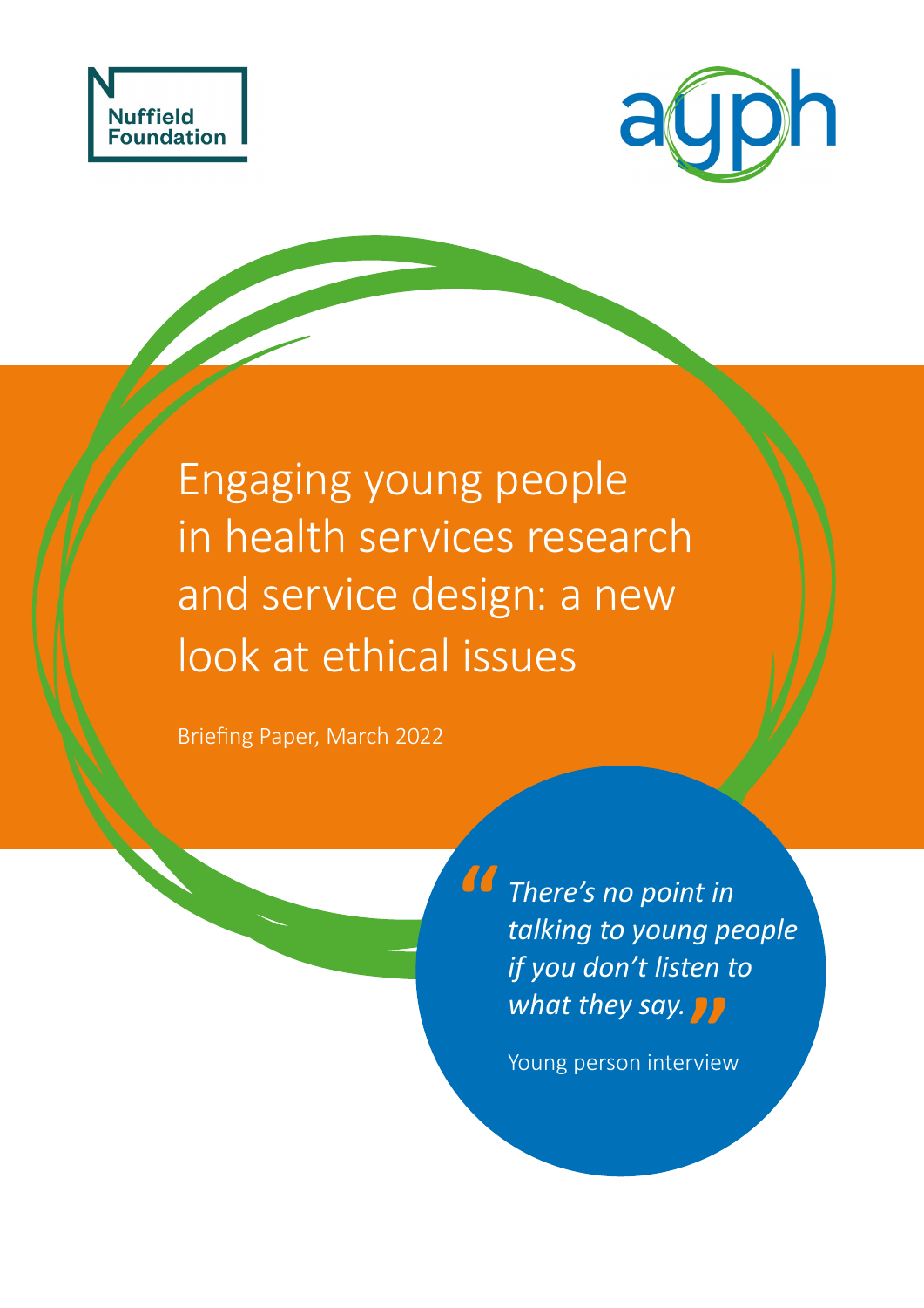Nuffield Foundation

ayph

# Engaging young people in health services research and service design: a new look at ethical issues

Briefing Paper, March 2022

> *"There's no point in talking to young people if you don't listen to what they say."*
>
> Young person interview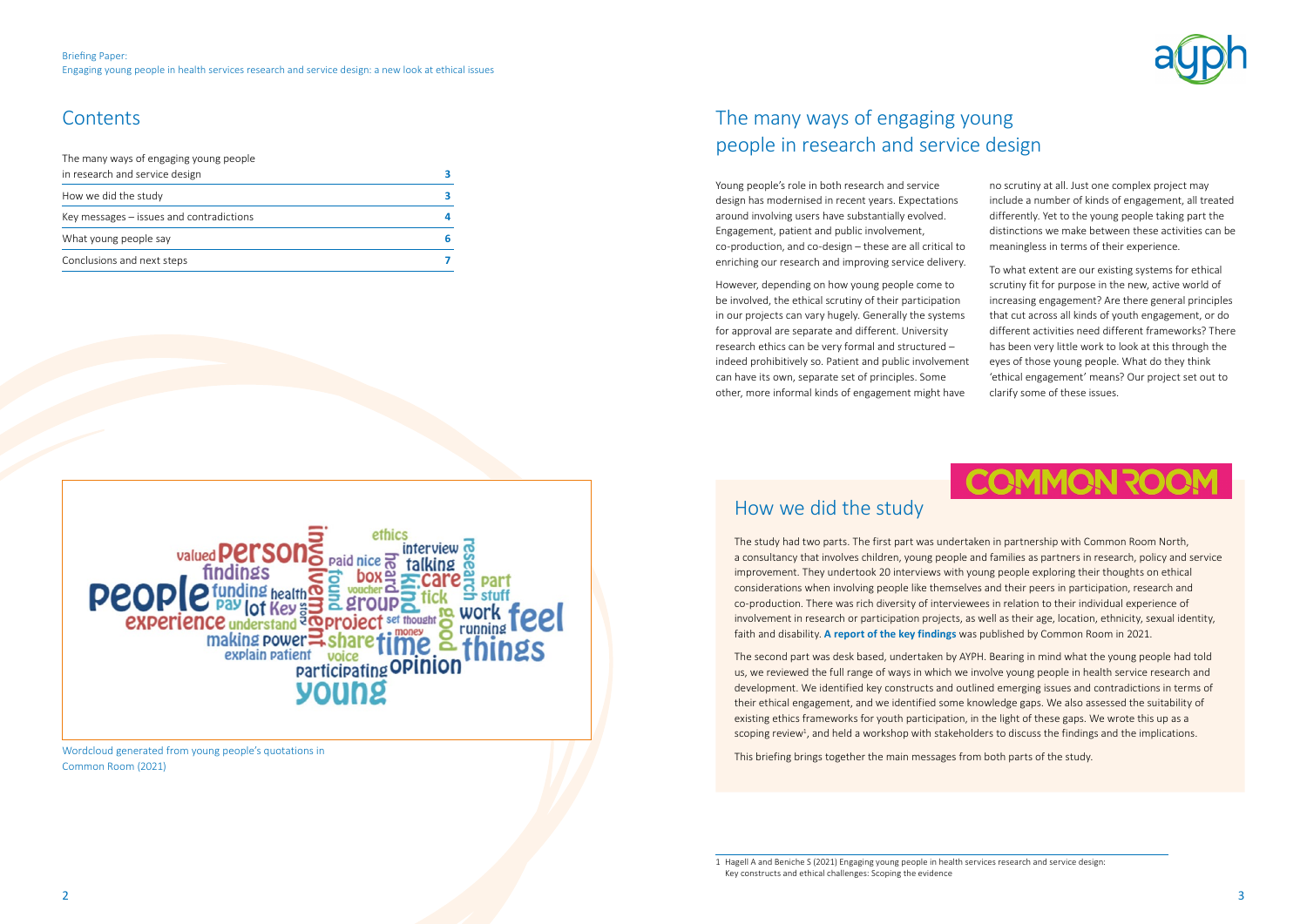## Contents

| | |
|---|---|
| The many ways of engaging young people in research and service design | 3 |
| How we did the study | 3 |
| Key messages – issues and contradictions | 4 |
| What young people say | 6 |
| Conclusions and next steps | 7 |

Wordcloud generated from young people's quotations in Common Room (2021)

# The many ways of engaging young people in research and service design

Young people's role in both research and service design has modernised in recent years. Expectations around involving users have substantially evolved. Engagement, patient and public involvement, co-production, and co-design – these are all critical to enriching our research and improving service delivery.

However, depending on how young people come to be involved, the ethical scrutiny of their participation in our projects can vary hugely. Generally the systems for approval are separate and different. University research ethics can be very formal and structured – indeed prohibitively so. Patient and public involvement can have its own, separate set of principles. Some other, more informal kinds of engagement might have no scrutiny at all. Just one complex project may include a number of kinds of engagement, all treated differently. Yet to the young people taking part the distinctions we make between these activities can be meaningless in terms of their experience.

To what extent are our existing systems for ethical scrutiny fit for purpose in the new, active world of increasing engagement? Are there general principles that cut across all kinds of youth engagement, or do different activities need different frameworks? There has been very little work to look at this through the eyes of those young people. What do they think 'ethical engagement' means? Our project set out to clarify some of these issues.

## How we did the study

The study had two parts. The first part was undertaken in partnership with Common Room North, a consultancy that involves children, young people and families as partners in research, policy and service improvement. They undertook 20 interviews with young people exploring their thoughts on ethical considerations when involving people like themselves and their peers in participation, research and co-production. There was rich diversity of interviewees in relation to their individual experience of involvement in research or participation projects, as well as their age, location, ethnicity, sexual identity, faith and disability. **A report of the key findings** was published by Common Room in 2021.

The second part was desk based, undertaken by AYPH. Bearing in mind what the young people had told us, we reviewed the full range of ways in which we involve young people in health service research and development. We identified key constructs and outlined emerging issues and contradictions in terms of their ethical engagement, and we identified some knowledge gaps. We also assessed the suitability of existing ethics frameworks for youth participation, in the light of these gaps. We wrote this up as a scoping review[1], and held a workshop with stakeholders to discuss the findings and the implications.

This briefing brings together the main messages from both parts of the study.

1 Hagell A and Beniche S (2021) Engaging young people in health services research and service design: Key constructs and ethical challenges: Scoping the evidence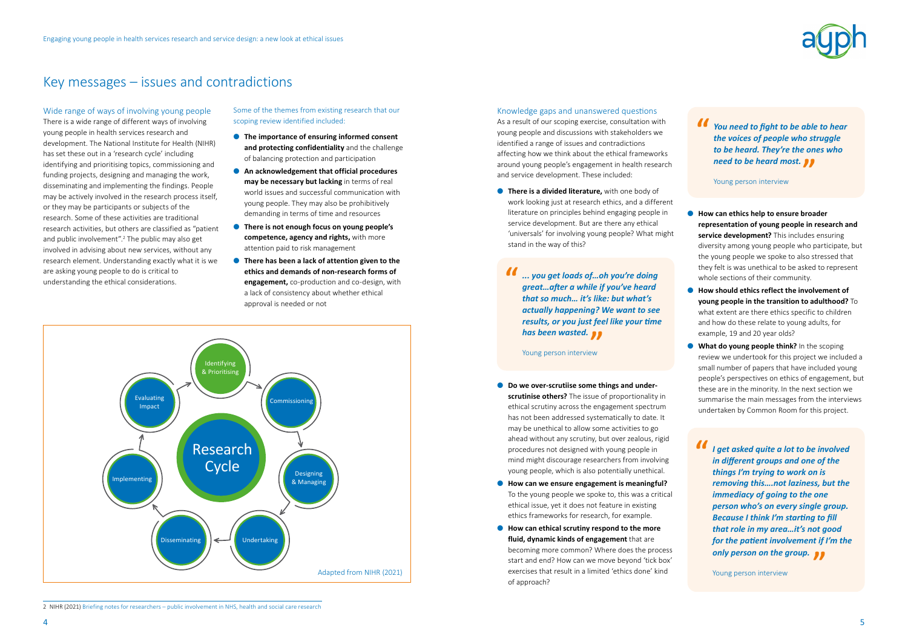# Key messages – issues and contradictions

## Wide range of ways of involving young people

There is a wide range of different ways of involving young people in health services research and development. The National Institute for Health (NIHR) has set these out in a 'research cycle' including identifying and prioritising topics, commissioning and funding projects, designing and managing the work, disseminating and implementing the findings. People may be actively involved in the research process itself, or they may be participants or subjects of the research. Some of these activities are traditional research activities, but others are classified as "patient and public involvement".[2] The public may also get involved in advising about new services, without any research element. Understanding exactly what it is we are asking young people to do is critical to understanding the ethical considerations.

Some of the themes from existing research that our scoping review identified included:

- **The importance of ensuring informed consent and protecting confidentiality** and the challenge of balancing protection and participation
- **An acknowledgement that official procedures may be necessary but lacking** in terms of real world issues and successful communication with young people. They may also be prohibitively demanding in terms of time and resources
- **There is not enough focus on young people's competence, agency and rights,** with more attention paid to risk management
- **There has been a lack of attention given to the ethics and demands of non-research forms of engagement,** co-production and co-design, with a lack of consistency about whether ethical approval is needed or not

Research Cycle: Identifying & Prioritising → Commissioning → Designing & Managing → Undertaking → Disseminating → Implementing → Evaluating Impact

Adapted from NIHR (2021)

## Knowledge gaps and unanswered questions

As a result of our scoping exercise, consultation with young people and discussions with stakeholders we identified a range of issues and contradictions affecting how we think about the ethical frameworks around young people's engagement in health research and service development. These included:

- **There is a divided literature,** with one body of work looking just at research ethics, and a different literature on principles behind engaging people in service development. But are there any ethical 'universals' for involving young people? What might stand in the way of this?

> ***"... you get loads of…oh you're doing great…after a while if you've heard that so much… it's like: but what's actually happening? We want to see results, or you just feel like your time has been wasted."***
>
> Young person interview

- **Do we over-scrutiise some things and under-scrutinise others?** The issue of proportionality in ethical scrutiny across the engagement spectrum has not been addressed systematically to date. It may be unethical to allow some activities to go ahead without any scrutiny, but over zealous, rigid procedures not designed with young people in mind might discourage researchers from involving young people, which is also potentially unethical.
- **How can we ensure engagement is meaningful?** To the young people we spoke to, this was a critical ethical issue, yet it does not feature in existing ethics frameworks for research, for example.
- **How can ethical scrutiny respond to the more fluid, dynamic kinds of engagement** that are becoming more common? Where does the process start and end? How can we move beyond 'tick box' exercises that result in a limited 'ethics done' kind of approach?

> ***"You need to fight to be able to hear the voices of people who struggle to be heard. They're the ones who need to be heard most."***
>
> Young person interview

- **How can ethics help to ensure broader representation of young people in research and service development?** This includes ensuring diversity among young people who participate, but the young people we spoke to also stressed that they felt is was unethical to be asked to represent whole sections of their community.
- **How should ethics reflect the involvement of young people in the transition to adulthood?** To what extent are there ethics specific to children and how do these relate to young adults, for example, 19 and 20 year olds?
- **What do young people think?** In the scoping review we undertook for this project we included a small number of papers that have included young people's perspectives on ethics of engagement, but these are in the minority. In the next section we summarise the main messages from the interviews undertaken by Common Room for this project.

> ***"I get asked quite a lot to be involved in different groups and one of the things I'm trying to work on is removing this….not laziness, but the immediacy of going to the one person who's on every single group. Because I think I'm starting to fill that role in my area…it's not good for the patient involvement if I'm the only person on the group."***
>
> Young person interview

2 NIHR (2021) Briefing notes for researchers – public involvement in NHS, health and social care research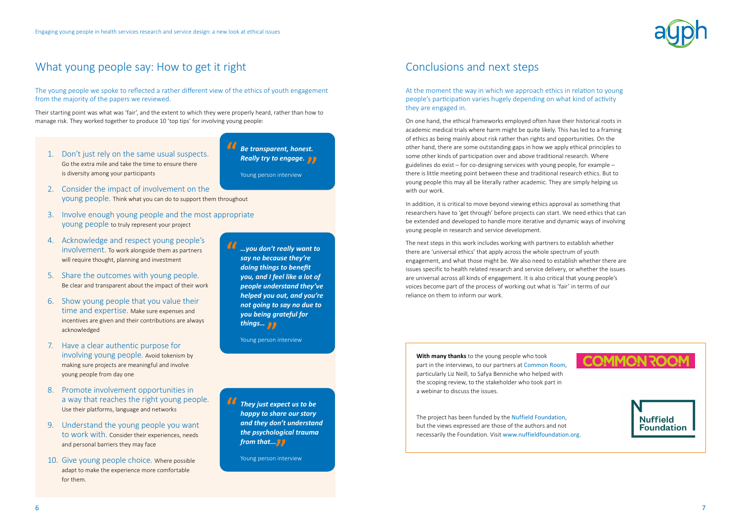## What young people say: How to get it right

The young people we spoke to reflected a rather different view of the ethics of youth engagement from the majority of the papers we reviewed.

Their starting point was what was 'fair', and the extent to which they were properly heard, rather than how to manage risk. They worked together to produce 10 'top tips' for involving young people:

1. Don't just rely on the same usual suspects. Go the extra mile and take the time to ensure there is diversity among your participants
2. Consider the impact of involvement on the young people. Think what you can do to support them throughout
3. Involve enough young people and the most appropriate young people to truly represent your project
4. Acknowledge and respect young people's involvement. To work alongside them as partners will require thought, planning and investment
5. Share the outcomes with young people. Be clear and transparent about the impact of their work
6. Show young people that you value their time and expertise. Make sure expenses and incentives are given and their contributions are always acknowledged
7. Have a clear authentic purpose for involving young people. Avoid tokenism by making sure projects are meaningful and involve young people from day one
8. Promote involvement opportunities in a way that reaches the right young people. Use their platforms, language and networks
9. Understand the young people you want to work with. Consider their experiences, needs and personal barriers they may face
10. Give young people choice. Where possible adapt to make the experience more comfortable for them.

> ***"Be transparent, honest. Really try to engage."***
>
> Young person interview

> ***"…you don't really want to say no because they're doing things to benefit you, and I feel like a lot of people understand they've helped you out, and you're not going to say no due to you being grateful for things…"***
>
> Young person interview

> ***"They just expect us to be happy to share our story and they don't understand the psychological trauma from that…"***
>
> Young person interview

## Conclusions and next steps

At the moment the way in which we approach ethics in relation to young people's participation varies hugely depending on what kind of activity they are engaged in.

On one hand, the ethical frameworks employed often have their historical roots in academic medical trials where harm might be quite likely. This has led to a framing of ethics as being mainly about risk rather than rights and opportunities. On the other hand, there are some outstanding gaps in how we apply ethical principles to some other kinds of participation over and above traditional research. Where guidelines do exist – for co-designing services with young people, for example – there is little meeting point between these and traditional research ethics. But to young people this may all be literally rather academic. They are simply helping us with our work.

In addition, it is critical to move beyond viewing ethics approval as something that researchers have to 'get through' before projects can start. We need ethics that can be extended and developed to handle more iterative and dynamic ways of involving young people in research and service development.

The next steps in this work includes working with partners to establish whether there are 'universal ethics' that apply across the whole spectrum of youth engagement, and what those might be. We also need to establish whether there are issues specific to health related research and service delivery, or whether the issues are universal across all kinds of engagement. It is also critical that young people's voices become part of the process of working out what is 'fair' in terms of our reliance on them to inform our work.

**With many thanks** to the young people who took part in the interviews, to our partners at Common Room, particularly Liz Neill, to Safya Benniche who helped with the scoping review, to the stakeholder who took part in a webinar to discuss the issues.

The project has been funded by the Nuffield Foundation, but the views expressed are those of the authors and not necessarily the Foundation. Visit www.nuffieldfoundation.org.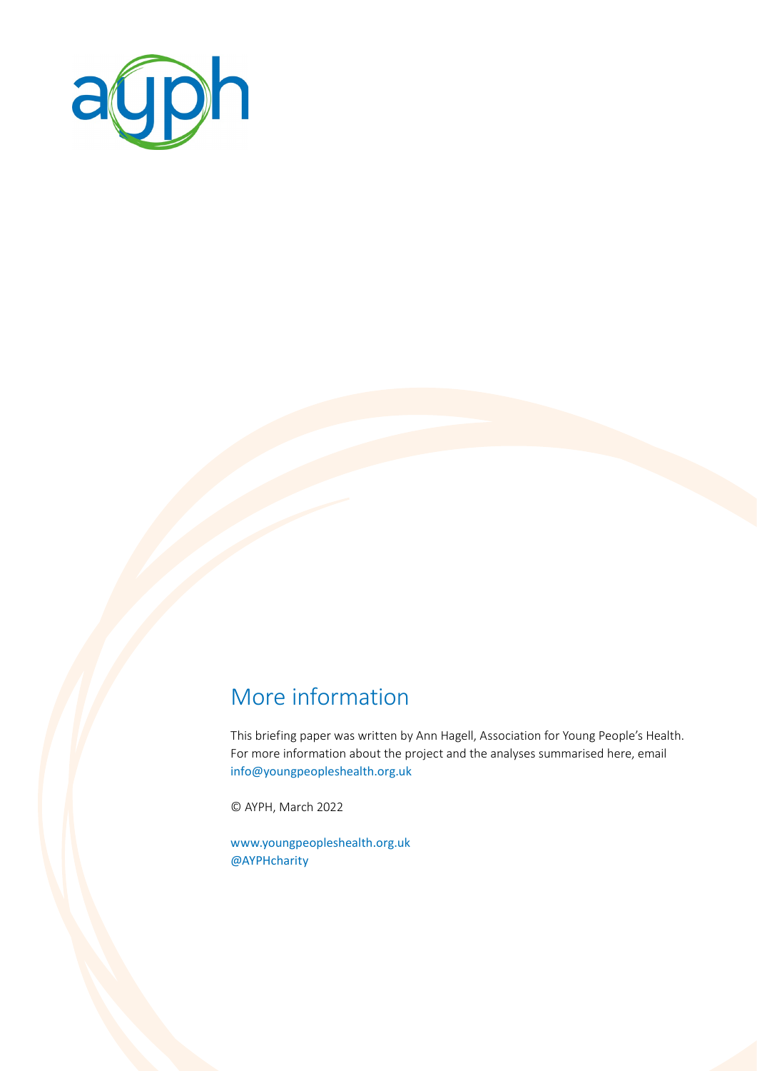## More information

This briefing paper was written by Ann Hagell, Association for Young People's Health. For more information about the project and the analyses summarised here, email info@youngpeopleshealth.org.uk

© AYPH, March 2022

www.youngpeopleshealth.org.uk
@AYPHcharity